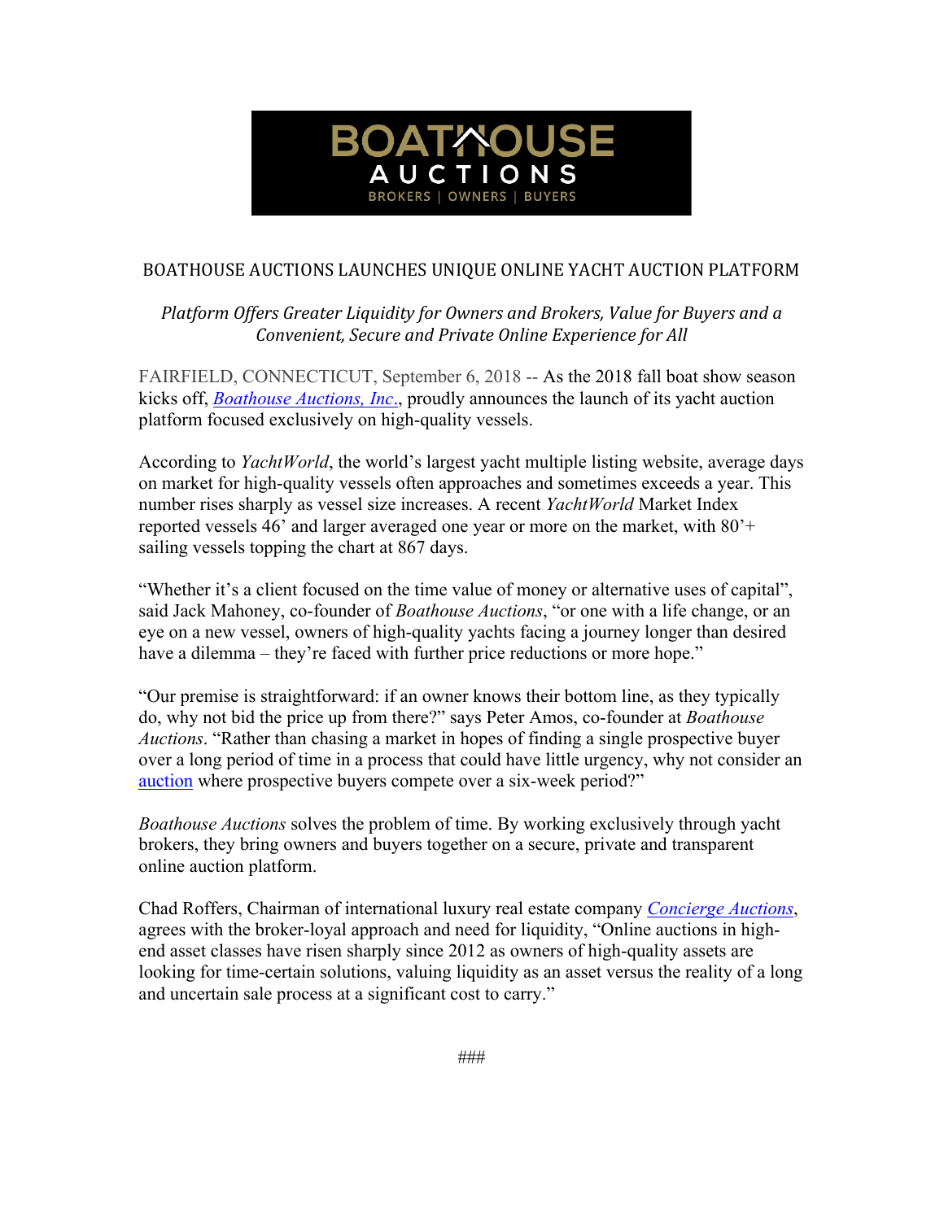BOATHOUSE AUCTIONS

BROKERS | OWNERS | BUYERS

# BOATHOUSE AUCTIONS LAUNCHES UNIQUE ONLINE YACHT AUCTION PLATFORM

*Platform Offers Greater Liquidity for Owners and Brokers, Value for Buyers and a Convenient, Secure and Private Online Experience for All*

FAIRFIELD, CONNECTICUT, September 6, 2018 -- As the 2018 fall boat show season kicks off, *Boathouse Auctions, Inc*., proudly announces the launch of its yacht auction platform focused exclusively on high-quality vessels.

According to *YachtWorld*, the world's largest yacht multiple listing website, average days on market for high-quality vessels often approaches and sometimes exceeds a year. This number rises sharply as vessel size increases. A recent *YachtWorld* Market Index reported vessels 46' and larger averaged one year or more on the market, with 80'+ sailing vessels topping the chart at 867 days.

"Whether it's a client focused on the time value of money or alternative uses of capital", said Jack Mahoney, co-founder of *Boathouse Auctions*, "or one with a life change, or an eye on a new vessel, owners of high-quality yachts facing a journey longer than desired have a dilemma – they're faced with further price reductions or more hope."

"Our premise is straightforward: if an owner knows their bottom line, as they typically do, why not bid the price up from there?" says Peter Amos, co-founder at *Boathouse Auctions*. "Rather than chasing a market in hopes of finding a single prospective buyer over a long period of time in a process that could have little urgency, why not consider an auction where prospective buyers compete over a six-week period?"

*Boathouse Auctions* solves the problem of time. By working exclusively through yacht brokers, they bring owners and buyers together on a secure, private and transparent online auction platform.

Chad Roffers, Chairman of international luxury real estate company *Concierge Auctions*, agrees with the broker-loyal approach and need for liquidity, "Online auctions in high-end asset classes have risen sharply since 2012 as owners of high-quality assets are looking for time-certain solutions, valuing liquidity as an asset versus the reality of a long and uncertain sale process at a significant cost to carry."

###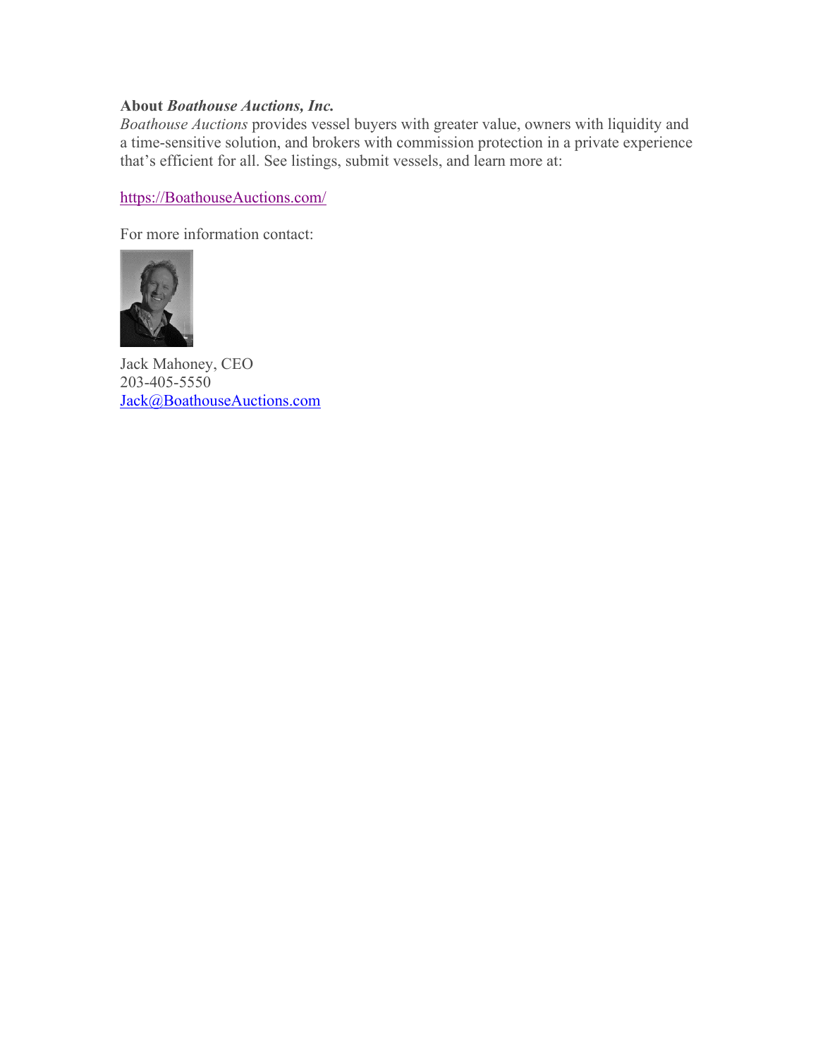**About *Boathouse Auctions, Inc.***

*Boathouse Auctions* provides vessel buyers with greater value, owners with liquidity and a time-sensitive solution, and brokers with commission protection in a private experience that's efficient for all. See listings, submit vessels, and learn more at:

https://BoathouseAuctions.com/

For more information contact:

Jack Mahoney, CEO
203-405-5550
Jack@BoathouseAuctions.com